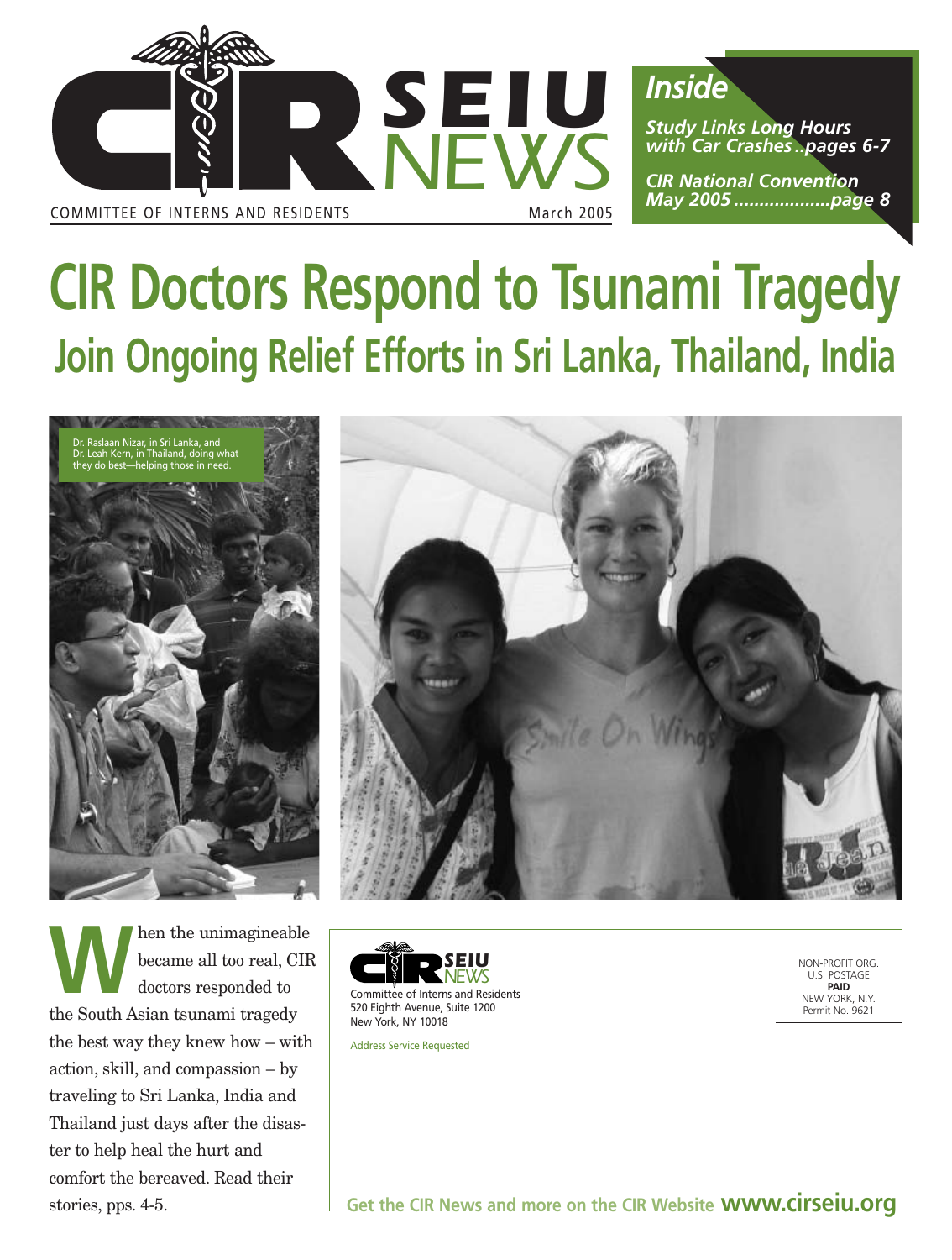# CIR SEIU NEWS

COMMITTEE OF INTERNS AND RESIDENTS

March 2005

## Inside

*Study Links Long Hours with Car Crashes ..pages 6-7*

*CIR National Convention May 2005 ...................page 8*

# CIR Doctors Respond to Tsunami Tragedy

## Join Ongoing Relief Efforts in Sri Lanka, Thailand, India

Dr. Raslaan Nizar, in Sri Lanka, and Dr. Leah Kern, in Thailand, doing what they do best—helping those in need.

When the unimagineable became all too real, CIR doctors responded to the South Asian tsunami tragedy the best way they knew how – with action, skill, and compassion – by traveling to Sri Lanka, India and Thailand just days after the disaster to help heal the hurt and comfort the bereaved. Read their stories, pps. 4-5.

CIR SEIU NEWS

Committee of Interns and Residents
520 Eighth Avenue, Suite 1200
New York, NY 10018

Address Service Requested

NON-PROFIT ORG.
U.S. POSTAGE
**PAID**
NEW YORK, N.Y.
Permit No. 9621

**Get the CIR News and more on the CIR Website www.cirseiu.org**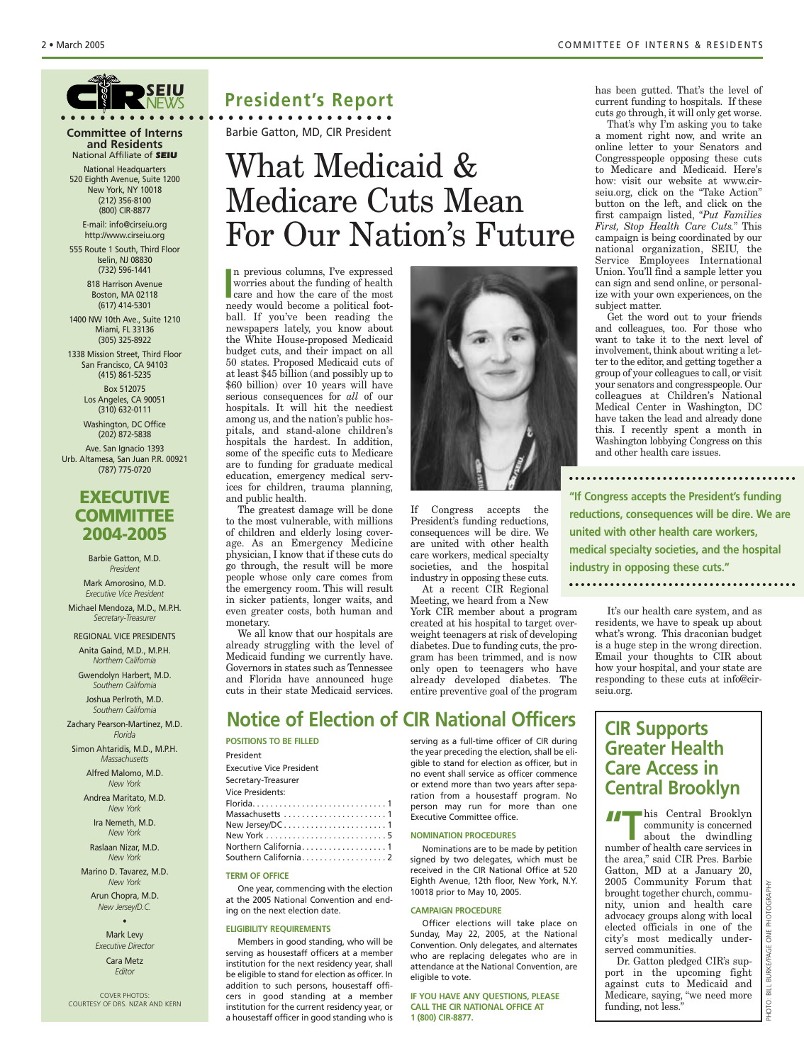**Committee of Interns and Residents**
National Affiliate of **SEIU**

National Headquarters
520 Eighth Avenue, Suite 1200
New York, NY 10018
(212) 356-8100
(800) CIR-8877

E-mail: info@cirseiu.org
http://www.cirseiu.org

555 Route 1 South, Third Floor
Iselin, NJ 08830
(732) 596-1441

818 Harrison Avenue
Boston, MA 02118
(617) 414-5301

1400 NW 10th Ave., Suite 1210
Miami, FL 33136
(305) 325-8922

1338 Mission Street, Third Floor
San Francisco, CA 94103
(415) 861-5235

Box 512075
Los Angeles, CA 90051
(310) 632-0111

Washington, DC Office
(202) 872-5838

Ave. San Ignacio 1393
Urb. Altamesa, San Juan P.R. 00921
(787) 775-0720

## EXECUTIVE COMMITTEE 2004-2005

Barbie Gatton, M.D.
*President*

Mark Amorosino, M.D.
*Executive Vice President*

Michael Mendoza, M.D., M.P.H.
*Secretary-Treasurer*

REGIONAL VICE PRESIDENTS

Anita Gaind, M.D., M.P.H.
*Northern California*

Gwendolyn Harbert, M.D.
*Southern California*

Joshua Perlroth, M.D.
*Southern California*

Zachary Pearson-Martinez, M.D.
*Florida*

Simon Ahtaridis, M.D., M.P.H.
*Massachusetts*

Alfred Malomo, M.D.
*New York*

Andrea Maritato, M.D.
*New York*

Ira Nemeth, M.D.
*New York*

Raslaan Nizar, M.D.
*New York*

Marino D. Tavarez, M.D.
*New York*

Arun Chopra, M.D.
*New Jersey/D.C.*

•

Mark Levy
*Executive Director*

Cara Metz
*Editor*

COVER PHOTOS:
COURTESY OF DRS. NIZAR AND KERN

## President's Report

Barbie Gatton, MD, CIR President

# What Medicaid & Medicare Cuts Mean For Our Nation's Future

In previous columns, I've expressed worries about the funding of health care and how the care of the most needy would become a political football. If you've been reading the newspapers lately, you know about the White House-proposed Medicaid budget cuts, and their impact on all 50 states. Proposed Medicaid cuts of at least $45 billion (and possibly up to $60 billion) over 10 years will have serious consequences for *all* of our hospitals. It will hit the neediest among us, and the nation's public hospitals, and stand-alone children's hospitals the hardest. In addition, some of the specific cuts to Medicare are to funding for graduate medical education, emergency medical services for children, trauma planning, and public health.

The greatest damage will be done to the most vulnerable, with millions of children and elderly losing coverage. As an Emergency Medicine physician, I know that if these cuts do go through, the result will be more people whose only care comes from the emergency room. This will result in sicker patients, longer waits, and even greater costs, both human and monetary.

We all know that our hospitals are already struggling with the level of Medicaid funding we currently have. Governors in states such as Tennessee and Florida have announced huge cuts in their state Medicaid services.

If Congress accepts the President's funding reductions, consequences will be dire. We are united with other health care workers, medical specialty societies, and the hospital industry in opposing these cuts.

At a recent CIR Regional Meeting, we heard from a New York CIR member about a program created at his hospital to target overweight teenagers at risk of developing diabetes. Due to funding cuts, the program has been trimmed, and is now only open to teenagers who have already developed diabetes. The entire preventive goal of the program has been gutted. That's the level of current funding to hospitals. If these cuts go through, it will only get worse.

That's why I'm asking you to take a moment right now, and write an online letter to your Senators and Congresspeople opposing these cuts to Medicare and Medicaid. Here's how: visit our website at www.cirseiu.org, click on the "Take Action" button on the left, and click on the first campaign listed, "*Put Families First, Stop Health Care Cuts.*" This campaign is being coordinated by our national organization, SEIU, the Service Employees International Union. You'll find a sample letter you can sign and send online, or personalize with your own experiences, on the subject matter.

Get the word out to your friends and colleagues, too. For those who want to take it to the next level of involvement, think about writing a letter to the editor, and getting together a group of your colleagues to call, or visit your senators and congresspeople. Our colleagues at Children's National Medical Center in Washington, DC have taken the lead and already done this. I recently spent a month in Washington lobbying Congress on this and other health care issues.

**"If Congress accepts the President's funding reductions, consequences will be dire. We are united with other health care workers, medical specialty societies, and the hospital industry in opposing these cuts."**

It's our health care system, and as residents, we have to speak up about what's wrong. This draconian budget is a huge step in the wrong direction. Email your thoughts to CIR about how your hospital, and your state are responding to these cuts at info@cirseiu.org.

## Notice of Election of CIR National Officers

**POSITIONS TO BE FILLED**

President
Executive Vice President
Secretary-Treasurer
Vice Presidents:

| | |
|---|---|
| Florida | 1 |
| Massachusetts | 1 |
| New Jersey/DC | 1 |
| New York | 5 |
| Northern California | 1 |
| Southern California | 2 |

**TERM OF OFFICE**

One year, commencing with the election at the 2005 National Convention and ending on the next election date.

**ELIGIBILITY REQUIREMENTS**

Members in good standing, who will be serving as housestaff officers at a member institution for the next residency year, shall be eligible to stand for election as officer. In addition to such persons, housestaff officers in good standing at a member institution for the current residency year, or a housestaff officer in good standing who is serving as a full-time officer of CIR during the year preceding the election, shall be eligible to stand for election as officer, but in no event shall service as officer commence or extend more than two years after separation from a housestaff program. No person may run for more than one Executive Committee office.

**NOMINATION PROCEDURES**

Nominations are to be made by petition signed by two delegates, which must be received in the CIR National Office at 520 Eighth Avenue, 12th floor, New York, N.Y. 10018 prior to May 10, 2005.

**CAMPAIGN PROCEDURE**

Officer elections will take place on Sunday, May 22, 2005, at the National Convention. Only delegates, and alternates who are replacing delegates who are in attendance at the National Convention, are eligible to vote.

**IF YOU HAVE ANY QUESTIONS, PLEASE CALL THE CIR NATIONAL OFFICE AT 1 (800) CIR-8877.**

## CIR Supports Greater Health Care Access in Central Brooklyn

"This Central Brooklyn community is concerned about the dwindling number of health care services in the area," said CIR Pres. Barbie Gatton, MD at a January 20, 2005 Community Forum that brought together church, community, union and health care advocacy groups along with local elected officials in one of the city's most medically underserved communities.

Dr. Gatton pledged CIR's support in the upcoming fight against cuts to Medicaid and Medicare, saying, "we need more funding, not less."

PHOTO: BILL BURKE/PAGE ONE PHOTOGRAPHY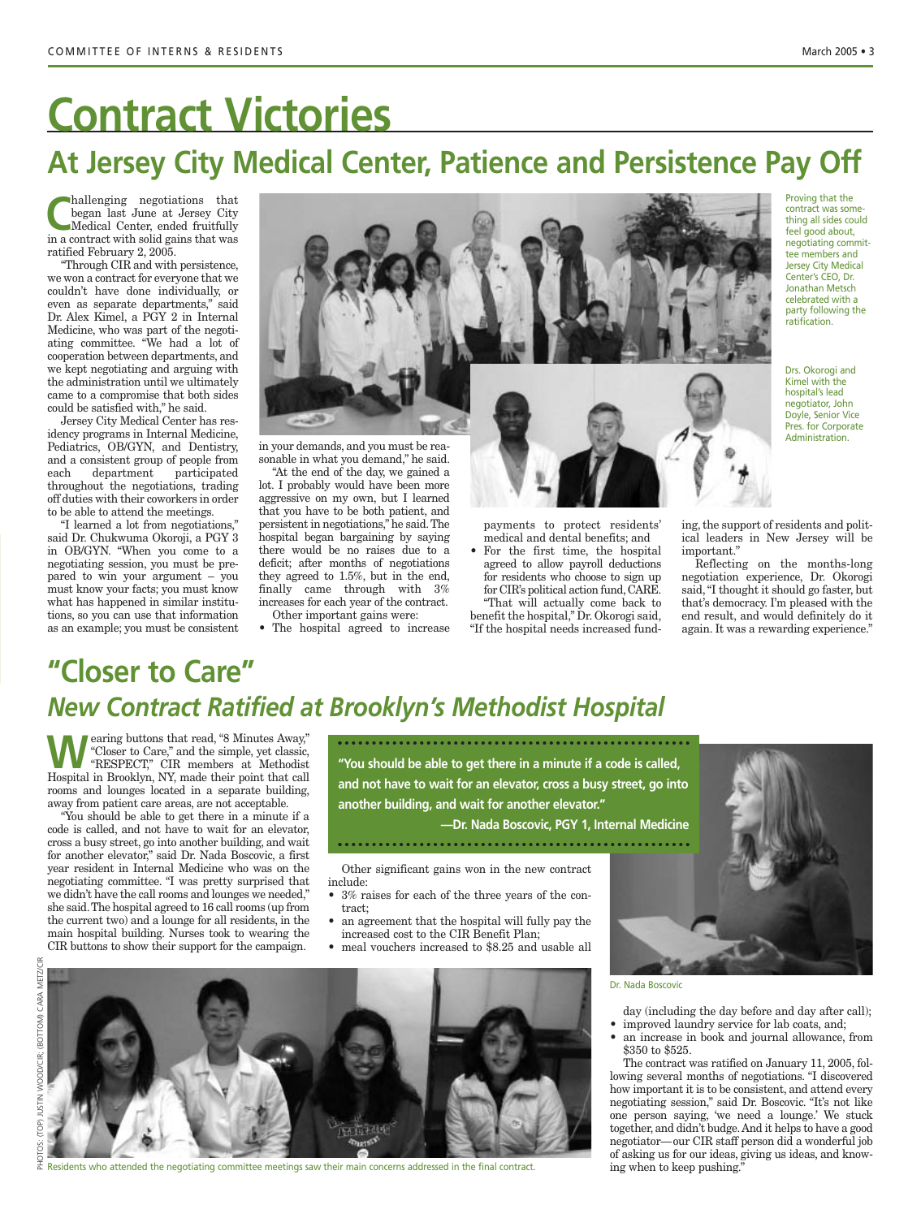# Contract Victories

## At Jersey City Medical Center, Patience and Persistence Pay Off

Challenging negotiations that began last June at Jersey City Medical Center, ended fruitfully in a contract with solid gains that was ratified February 2, 2005.

"Through CIR and with persistence, we won a contract for everyone that we couldn't have done individually, or even as separate departments," said Dr. Alex Kimel, a PGY 2 in Internal Medicine, who was part of the negotiating committee. "We had a lot of cooperation between departments, and we kept negotiating and arguing with the administration until we ultimately came to a compromise that both sides could be satisfied with," he said.

Jersey City Medical Center has residency programs in Internal Medicine, Pediatrics, OB/GYN, and Dentistry, and a consistent group of people from each department participated throughout the negotiations, trading off duties with their coworkers in order to be able to attend the meetings.

"I learned a lot from negotiations," said Dr. Chukwuma Okoroji, a PGY 3 in OB/GYN. "When you come to a negotiating session, you must be prepared to win your argument – you must know your facts; you must know what has happened in similar institutions, so you can use that information as an example; you must be consistent in your demands, and you must be reasonable in what you demand," he said.

"At the end of the day, we gained a lot. I probably would have been more aggressive on my own, but I learned that you have to be both patient, and persistent in negotiations," he said. The hospital began bargaining by saying there would be no raises due to a deficit; after months of negotiations they agreed to 1.5%, but in the end, finally came through with 3% increases for each year of the contract.

Other important gains were:

- The hospital agreed to increase payments to protect residents' medical and dental benefits; and
- For the first time, the hospital agreed to allow payroll deductions for residents who choose to sign up for CIR's political action fund, CARE.

"That will actually come back to benefit the hospital," Dr. Okorogi said, "If the hospital needs increased funding, the support of residents and political leaders in New Jersey will be important."

Reflecting on the months-long negotiation experience, Dr. Okorogi said, "I thought it should go faster, but that's democracy. I'm pleased with the end result, and would definitely do it again. It was a rewarding experience."

Proving that the contract was something all sides could feel good about, negotiating committee members and Jersey City Medical Center's CEO, Dr. Jonathan Metsch celebrated with a party following the ratification.

Drs. Okorogi and Kimel with the hospital's lead negotiator, John Doyle, Senior Vice Pres. for Corporate Administration.

# "Closer to Care"

## *New Contract Ratified at Brooklyn's Methodist Hospital*

Wearing buttons that read, "8 Minutes Away," "Closer to Care," and the simple, yet classic, "RESPECT," CIR members at Methodist Hospital in Brooklyn, NY, made their point that call rooms and lounges located in a separate building, away from patient care areas, are not acceptable.

"You should be able to get there in a minute if a code is called, and not have to wait for an elevator, cross a busy street, go into another building, and wait for another elevator," said Dr. Nada Boscovic, a first year resident in Internal Medicine who was on the negotiating committee. "I was pretty surprised that we didn't have the call rooms and lounges we needed," she said. The hospital agreed to 16 call rooms (up from the current two) and a lounge for all residents, in the main hospital building. Nurses took to wearing the CIR buttons to show their support for the campaign.

> **"You should be able to get there in a minute if a code is called, and not have to wait for an elevator, cross a busy street, go into another building, and wait for another elevator."**
>
> **—Dr. Nada Boscovic, PGY 1, Internal Medicine**

Other significant gains won in the new contract include:

- 3% raises for each of the three years of the contract;
- an agreement that the hospital will fully pay the increased cost to the CIR Benefit Plan;
- meal vouchers increased to $8.25 and usable all day (including the day before and day after call);
- improved laundry service for lab coats, and;
- an increase in book and journal allowance, from $350 to $525.

The contract was ratified on January 11, 2005, following several months of negotiations. "I discovered how important it is to be consistent, and attend every negotiating session," said Dr. Boscovic. "It's not like one person saying, 'we need a lounge.' We stuck together, and didn't budge. And it helps to have a good negotiator—our CIR staff person did a wonderful job of asking us for our ideas, giving us ideas, and knowing when to keep pushing."

Dr. Nada Boscovic

Residents who attended the negotiating committee meetings saw their main concerns addressed in the final contract.

PHOTOS: (TOP) JUSTIN WOOD/CIR; (BOTTOM) CARA METZ/CIR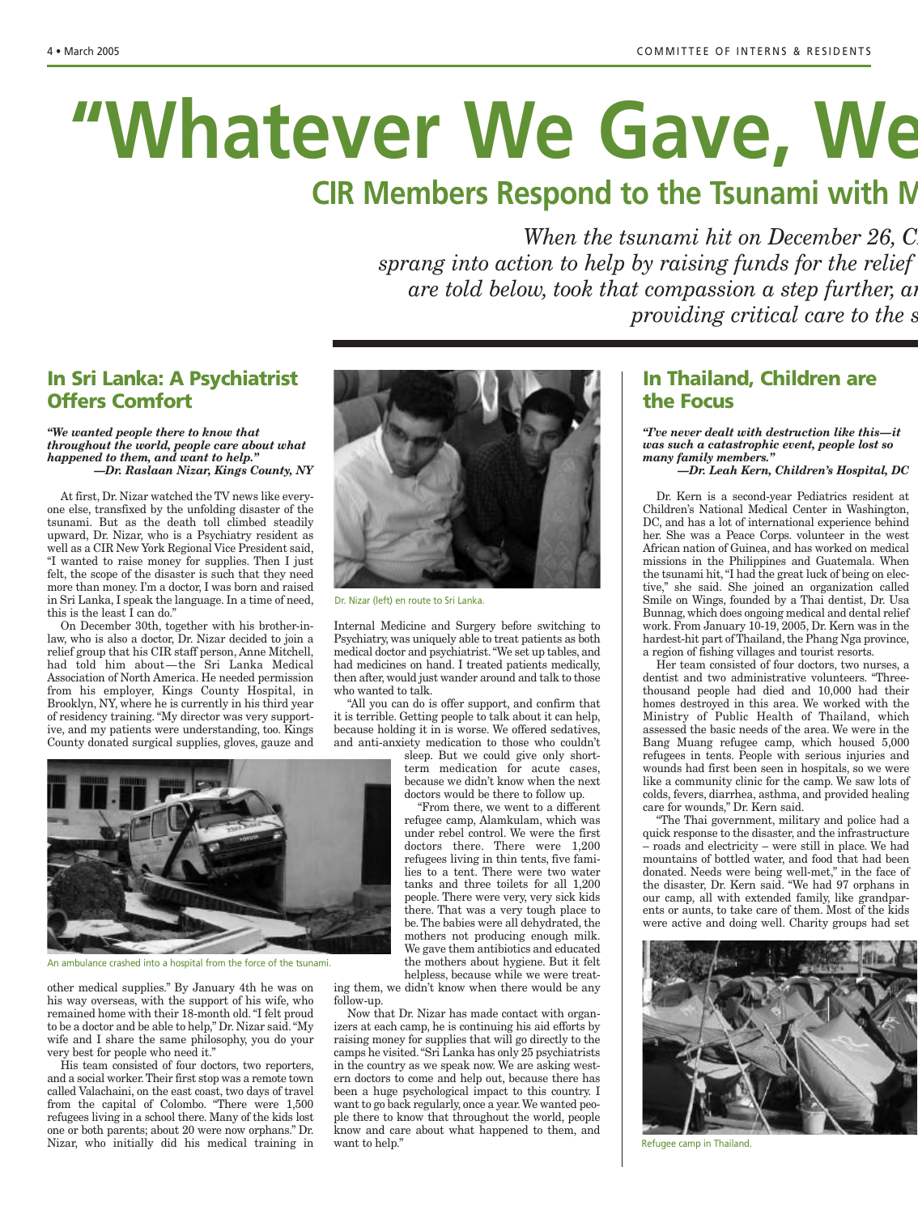# "Whatever We Gave, We

## CIR Members Respond to the Tsunami with M

*When the tsunami hit on December 26, C sprang into action to help by raising funds for the relief are told below, took that compassion a step further, a providing critical care to the s*

## In Sri Lanka: A Psychiatrist Offers Comfort

***"We wanted people there to know that throughout the world, people care about what happened to them, and want to help."***
***—Dr. Raslaan Nizar, Kings County, NY***

At first, Dr. Nizar watched the TV news like everyone else, transfixed by the unfolding disaster of the tsunami. But as the death toll climbed steadily upward, Dr. Nizar, who is a Psychiatry resident as well as a CIR New York Regional Vice President said, "I wanted to raise money for supplies. Then I just felt, the scope of the disaster is such that they need more than money. I'm a doctor, I was born and raised in Sri Lanka, I speak the language. In a time of need, this is the least I can do."

On December 30th, together with his brother-in-law, who is also a doctor, Dr. Nizar decided to join a relief group that his CIR staff person, Anne Mitchell, had told him about—the Sri Lanka Medical Association of North America. He needed permission from his employer, Kings County Hospital, in Brooklyn, NY, where he is currently in his third year of residency training. "My director was very supportive, and my patients were understanding, too. Kings County donated surgical supplies, gloves, gauze and other medical supplies." By January 4th he was on his way overseas, with the support of his wife, who remained home with their 18-month old. "I felt proud to be a doctor and be able to help," Dr. Nizar said. "My wife and I share the same philosophy, you do your very best for people who need it."

An ambulance crashed into a hospital from the force of the tsunami.

His team consisted of four doctors, two reporters, and a social worker. Their first stop was a remote town called Valachaini, on the east coast, two days of travel from the capital of Colombo. "There were 1,500 refugees living in a school there. Many of the kids lost one or both parents; about 20 were now orphans." Dr. Nizar, who initially did his medical training in Internal Medicine and Surgery before switching to Psychiatry, was uniquely able to treat patients as both medical doctor and psychiatrist. "We set up tables, and had medicines on hand. I treated patients medically, then after, would just wander around and talk to those who wanted to talk.

Dr. Nizar (left) en route to Sri Lanka.

"All you can do is offer support, and confirm that it is terrible. Getting people to talk about it can help, because holding it in is worse. We offered sedatives, and anti-anxiety medication to those who couldn't sleep. But we could give only short-term medication for acute cases, because we didn't know when the next doctors would be there to follow up.

"From there, we went to a different refugee camp, Alamkulam, which was under rebel control. We were the first doctors there. There were 1,200 refugees living in thin tents, five families to a tent. There were two water tanks and three toilets for all 1,200 people. There were very, very sick kids there. That was a very tough place to be. The babies were all dehydrated, the mothers not producing enough milk. We gave them antibiotics and educated the mothers about hygiene. But it felt helpless, because while we were treating them, we didn't know when there would be any follow-up.

Now that Dr. Nizar has made contact with organizers at each camp, he is continuing his aid efforts by raising money for supplies that will go directly to the camps he visited. "Sri Lanka has only 25 psychiatrists in the country as we speak now. We are asking western doctors to come and help out, because there has been a huge psychological impact to this country. I want to go back regularly, once a year. We wanted people there to know that throughout the world, people know and care about what happened to them, and want to help."

## In Thailand, Children are the Focus

***"I've never dealt with destruction like this—it was such a catastrophic event, people lost so many family members."***
***—Dr. Leah Kern, Children's Hospital, DC***

Dr. Kern is a second-year Pediatrics resident at Children's National Medical Center in Washington, DC, and has a lot of international experience behind her. She was a Peace Corps. volunteer in the west African nation of Guinea, and has worked on medical missions in the Philippines and Guatemala. When the tsunami hit, "I had the great luck of being on elective," she said. She joined an organization called Smile on Wings, founded by a Thai dentist, Dr. Usa Bunnag, which does ongoing medical and dental relief work. From January 10-19, 2005, Dr. Kern was in the hardest-hit part of Thailand, the Phang Nga province, a region of fishing villages and tourist resorts.

Her team consisted of four doctors, two nurses, a dentist and two administrative volunteers. "Three-thousand people had died and 10,000 had their homes destroyed in this area. We worked with the Ministry of Public Health of Thailand, which assessed the basic needs of the area. We were in the Bang Muang refugee camp, which housed 5,000 refugees in tents. People with serious injuries and wounds had first been seen in hospitals, so we were like a community clinic for the camp. We saw lots of colds, fevers, diarrhea, asthma, and provided healing care for wounds," Dr. Kern said.

"The Thai government, military and police had a quick response to the disaster, and the infrastructure – roads and electricity – were still in place. We had mountains of bottled water, and food that had been donated. Needs were being well-met," in the face of the disaster, Dr. Kern said. "We had 97 orphans in our camp, all with extended family, like grandparents or aunts, to take care of them. Most of the kids were active and doing well. Charity groups had set

Refugee camp in Thailand.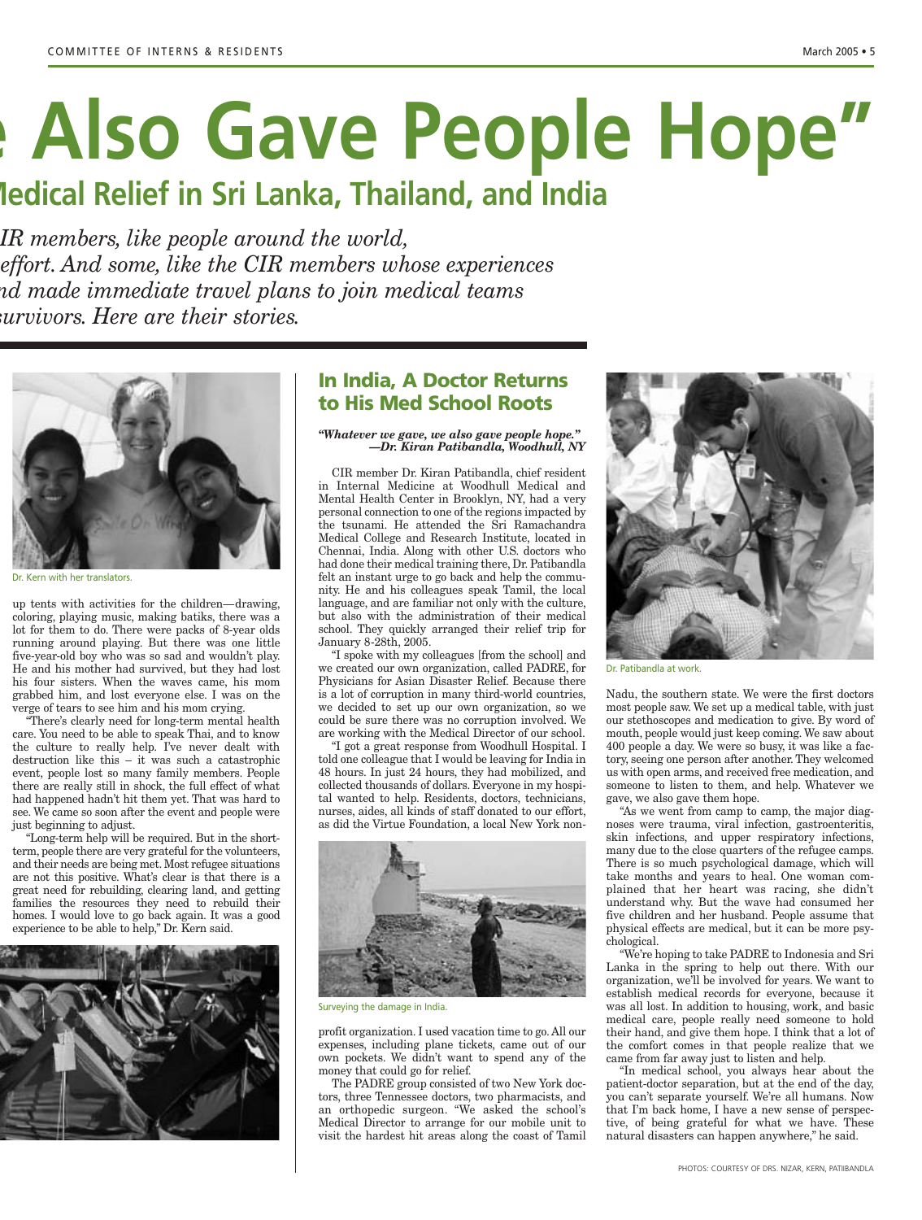# "...e Also Gave People Hope"

## ...ledical Relief in Sri Lanka, Thailand, and India

*...IR members, like people around the world, ...effort. And some, like the CIR members whose experiences ...nd made immediate travel plans to join medical teams ...survivors. Here are their stories.*

Dr. Kern with her translators.

up tents with activities for the children—drawing, coloring, playing music, making batiks, there was a lot for them to do. There were packs of 8-year olds running around playing. But there was one little five-year-old boy who was so sad and wouldn't play. He and his mother had survived, but they had lost his four sisters. When the waves came, his mom grabbed him, and lost everyone else. I was on the verge of tears to see him and his mom crying.

"There's clearly need for long-term mental health care. You need to be able to speak Thai, and to know the culture to really help. I've never dealt with destruction like this – it was such a catastrophic event, people lost so many family members. People there are really still in shock, the full effect of what had happened hadn't hit them yet. That was hard to see. We came so soon after the event and people were just beginning to adjust.

"Long-term help will be required. But in the short-term, people there are very grateful for the volunteers, and their needs are being met. Most refugee situations are not this positive. What's clear is that there is a great need for rebuilding, clearing land, and getting families the resources they need to rebuild their homes. I would love to go back again. It was a good experience to be able to help," Dr. Kern said.

## In India, A Doctor Returns to His Med School Roots

***"Whatever we gave, we also gave people hope." —Dr. Kiran Patibandla, Woodhull, NY***

CIR member Dr. Kiran Patibandla, chief resident in Internal Medicine at Woodhull Medical and Mental Health Center in Brooklyn, NY, had a very personal connection to one of the regions impacted by the tsunami. He attended the Sri Ramachandra Medical College and Research Institute, located in Chennai, India. Along with other U.S. doctors who had done their medical training there, Dr. Patibandla felt an instant urge to go back and help the community. He and his colleagues speak Tamil, the local language, and are familiar not only with the culture, but also with the administration of their medical school. They quickly arranged their relief trip for January 8-28th, 2005.

"I spoke with my colleagues [from the school] and we created our own organization, called PADRE, for Physicians for Asian Disaster Relief. Because there is a lot of corruption in many third-world countries, we decided to set up our own organization, so we could be sure there was no corruption involved. We are working with the Medical Director of our school.

"I got a great response from Woodhull Hospital. I told one colleague that I would be leaving for India in 48 hours. In just 24 hours, they had mobilized, and collected thousands of dollars. Everyone in my hospital wanted to help. Residents, doctors, technicians, nurses, aides, all kinds of staff donated to our effort, as did the Virtue Foundation, a local New York non-profit organization. I used vacation time to go. All our expenses, including plane tickets, came out of our own pockets. We didn't want to spend any of the money that could go for relief.

Surveying the damage in India.

The PADRE group consisted of two New York doctors, three Tennessee doctors, two pharmacists, and an orthopedic surgeon. "We asked the school's Medical Director to arrange for our mobile unit to visit the hardest hit areas along the coast of Tamil Nadu, the southern state. We were the first doctors most people saw. We set up a medical table, with just our stethoscopes and medication to give. By word of mouth, people would just keep coming. We saw about 400 people a day. We were so busy, it was like a factory, seeing one person after another. They welcomed us with open arms, and received free medication, and someone to listen to them, and help. Whatever we gave, we also gave them hope.

Dr. Patibandla at work.

"As we went from camp to camp, the major diagnoses were trauma, viral infection, gastroenteritis, skin infections, and upper respiratory infections, many due to the close quarters of the refugee camps. There is so much psychological damage, which will take months and years to heal. One woman complained that her heart was racing, she didn't understand why. But the wave had consumed her five children and her husband. People assume that physical effects are medical, but it can be more psychological.

"We're hoping to take PADRE to Indonesia and Sri Lanka in the spring to help out there. With our organization, we'll be involved for years. We want to establish medical records for everyone, because it was all lost. In addition to housing, work, and basic medical care, people really need someone to hold their hand, and give them hope. I think that a lot of the comfort comes in that people realize that we came from far away just to listen and help.

"In medical school, you always hear about the patient-doctor separation, but at the end of the day, you can't separate yourself. We're all humans. Now that I'm back home, I have a new sense of perspective, of being grateful for what we have. These natural disasters can happen anywhere," he said.

PHOTOS: COURTESY OF DRS. NIZAR, KERN, PATIBANDLA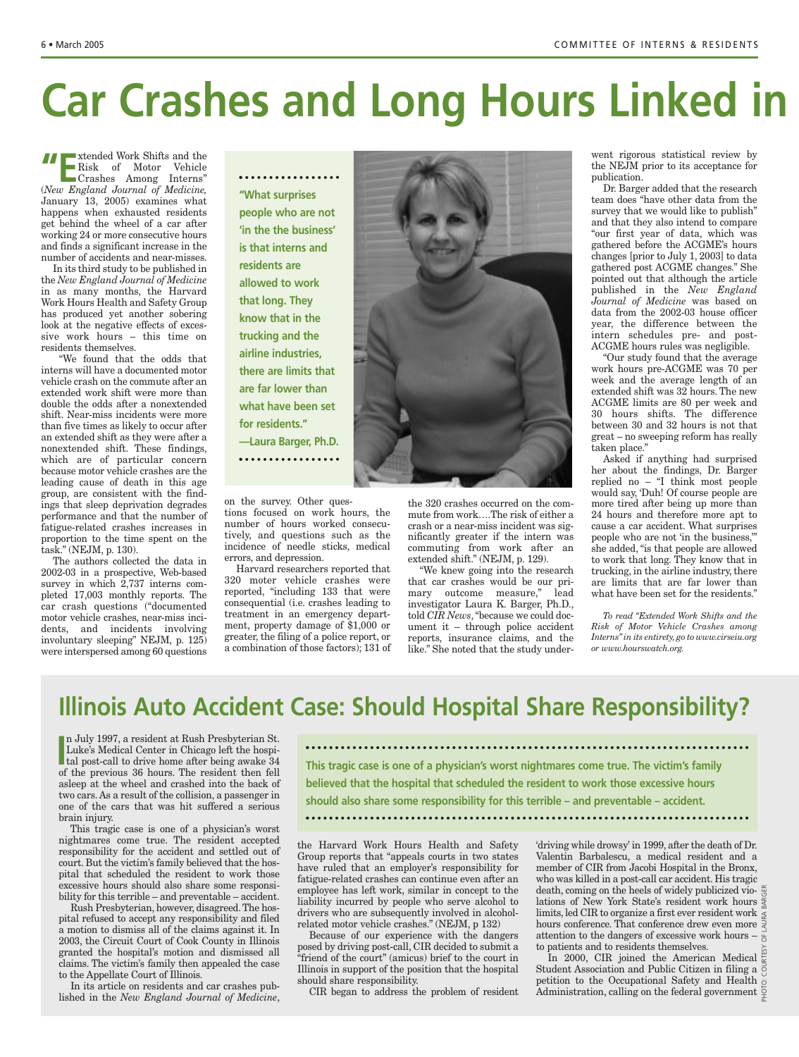# Car Crashes and Long Hours Linked in

"Extended Work Shifts and the Risk of Motor Vehicle Crashes Among Interns" (*New England Journal of Medicine,* January 13, 2005) examines what happens when exhausted residents get behind the wheel of a car after working 24 or more consecutive hours and finds a significant increase in the number of accidents and near-misses.

In its third study to be published in the *New England Journal of Medicine* in as many months, the Harvard Work Hours Health and Safety Group has produced yet another sobering look at the negative effects of excessive work hours – this time on residents themselves.

"We found that the odds that interns will have a documented motor vehicle crash on the commute after an extended work shift were more than double the odds after a nonextended shift. Near-miss incidents were more than five times as likely to occur after an extended shift as they were after a nonextended shift. These findings, which are of particular concern because motor vehicle crashes are the leading cause of death in this age group, are consistent with the findings that sleep deprivation degrades performance and that the number of fatigue-related crashes increases in proportion to the time spent on the task." (NEJM, p. 130).

The authors collected the data in 2002-03 in a prospective, Web-based survey in which 2,737 interns completed 17,003 monthly reports. The car crash questions ("documented motor vehicle crashes, near-miss incidents, and incidents involving involuntary sleeping" NEJM, p. 125) were interspersed among 60 questions on the survey. Other questions focused on work hours, the number of hours worked consecutively, and questions such as the incidence of needle sticks, medical errors, and depression.

> **"What surprises people who are not 'in the the business' is that interns and residents are allowed to work that long. They know that in the trucking and the airline industries, there are limits that are far lower than what have been set for residents."**
> **—Laura Barger, Ph.D.**

Harvard researchers reported that 320 moter vehicle crashes were reported, "including 133 that were consequential (i.e. crashes leading to treatment in an emergency department, property damage of $1,000 or greater, the filing of a police report, or a combination of those factors); 131 of the 320 crashes occurred on the commute from work….The risk of either a crash or a near-miss incident was significantly greater if the intern was commuting from work after an extended shift." (NEJM, p. 129).

"We knew going into the research that car crashes would be our primary outcome measure," lead investigator Laura K. Barger, Ph.D., told *CIR News*, "because we could document it – through police accident reports, insurance claims, and the like." She noted that the study underwent rigorous statistical review by the NEJM prior to its acceptance for publication.

Dr. Barger added that the research team does "have other data from the survey that we would like to publish" and that they also intend to compare "our first year of data, which was gathered before the ACGME's hours changes [prior to July 1, 2003] to data gathered post ACGME changes." She pointed out that although the article published in the *New England Journal of Medicine* was based on data from the 2002-03 house officer year, the difference between the intern schedules pre- and post-ACGME hours rules was negligible.

"Our study found that the average work hours pre-ACGME was 70 per week and the average length of an extended shift was 32 hours. The new ACGME limits are 80 per week and 30 hours shifts. The difference between 30 and 32 hours is not that great – no sweeping reform has really taken place."

Asked if anything had surprised her about the findings, Dr. Barger replied no – "I think most people would say, 'Duh! Of course people are more tired after being up more than 24 hours and therefore more apt to cause a car accident. What surprises people who are not 'in the business,'" she added, "is that people are allowed to work that long. They know that in trucking, in the airline industry, there are limits that are far lower than what have been set for the residents."

*To read "Extended Work Shifts and the Risk of Motor Vehicle Crashes among Interns" in its entirety, go to www.cirseiu.org or www.hourswatch.org.*

PHOTO: COURTESY OF LAURA BARGER

## Illinois Auto Accident Case: Should Hospital Share Responsibility?

In July 1997, a resident at Rush Presbyterian St. Luke's Medical Center in Chicago left the hospital post-call to drive home after being awake 34 of the previous 36 hours. The resident then fell asleep at the wheel and crashed into the back of two cars. As a result of the collision, a passenger in one of the cars that was hit suffered a serious brain injury.

This tragic case is one of a physician's worst nightmares come true. The resident accepted responsibility for the accident and settled out of court. But the victim's family believed that the hospital that scheduled the resident to work those excessive hours should also share some responsibility for this terrible – and preventable – accident.

Rush Presbyterian, however, disagreed. The hospital refused to accept any responsibility and filed a motion to dismiss all of the claims against it. In 2003, the Circuit Court of Cook County in Illinois granted the hospital's motion and dismissed all claims. The victim's family then appealed the case to the Appellate Court of Illinois.

> **This tragic case is one of a physician's worst nightmares come true. The victim's family believed that the hospital that scheduled the resident to work those excessive hours should also share some responsibility for this terrible – and preventable – accident.**

In its article on residents and car crashes published in the *New England Journal of Medicine*, the Harvard Work Hours Health and Safety Group reports that "appeals courts in two states have ruled that an employer's responsibility for fatigue-related crashes can continue even after an employee has left work, similar in concept to the liability incurred by people who serve alcohol to drivers who are subsequently involved in alcohol-related motor vehicle crashes." (NEJM, p 132)

Because of our experience with the dangers posed by driving post-call, CIR decided to submit a "friend of the court" (amicus) brief to the court in Illinois in support of the position that the hospital should share responsibility.

CIR began to address the problem of resident 'driving while drowsy' in 1999, after the death of Dr. Valentin Barbalescu, a medical resident and a member of CIR from Jacobi Hospital in the Bronx, who was killed in a post-call car accident. His tragic death, coming on the heels of widely publicized violations of New York State's resident work hours limits, led CIR to organize a first ever resident work hours conference. That conference drew even more attention to the dangers of excessive work hours – to patients and to residents themselves.

In 2000, CIR joined the American Medical Student Association and Public Citizen in filing a petition to the Occupational Safety and Health Administration, calling on the federal government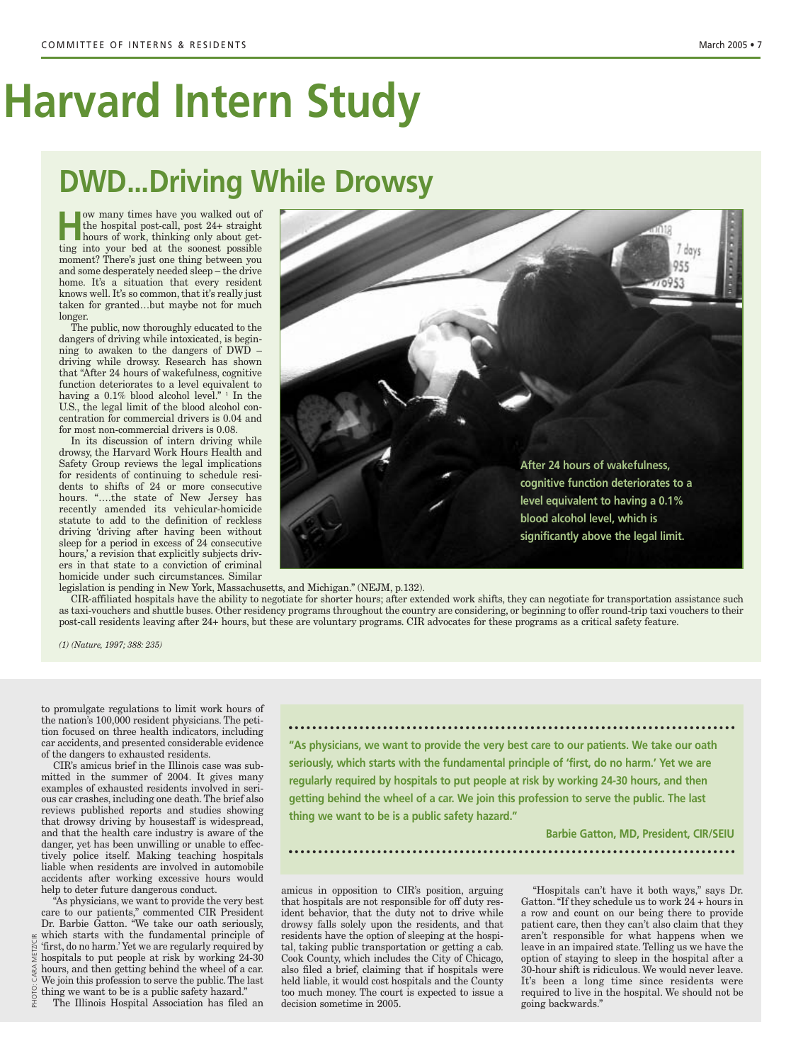# Harvard Intern Study

## DWD...Driving While Drowsy

How many times have you walked out of the hospital post-call, post 24+ straight hours of work, thinking only about getting into your bed at the soonest possible moment? There's just one thing between you and some desperately needed sleep – the drive home. It's a situation that every resident knows well. It's so common, that it's really just taken for granted…but maybe not for much longer.

The public, now thoroughly educated to the dangers of driving while intoxicated, is beginning to awaken to the dangers of DWD – driving while drowsy. Research has shown that "After 24 hours of wakefulness, cognitive function deteriorates to a level equivalent to having a 0.1% blood alcohol level." [1] In the U.S., the legal limit of the blood alcohol concentration for commercial drivers is 0.04 and for most non-commercial drivers is 0.08.

In its discussion of intern driving while drowsy, the Harvard Work Hours Health and Safety Group reviews the legal implications for residents of continuing to schedule residents to shifts of 24 or more consecutive hours. "….the state of New Jersey has recently amended its vehicular-homicide statute to add to the definition of reckless driving 'driving after having been without sleep for a period in excess of 24 consecutive hours,' a revision that explicitly subjects drivers in that state to a conviction of criminal homicide under such circumstances. Similar legislation is pending in New York, Massachusetts, and Michigan." (NEJM, p.132).

After 24 hours of wakefulness, cognitive function deteriorates to a level equivalent to having a 0.1% blood alcohol level, which is significantly above the legal limit.

CIR-affiliated hospitals have the ability to negotiate for shorter hours; after extended work shifts, they can negotiate for transportation assistance such as taxi-vouchers and shuttle buses. Other residency programs throughout the country are considering, or beginning to offer round-trip taxi vouchers to their post-call residents leaving after 24+ hours, but these are voluntary programs. CIR advocates for these programs as a critical safety feature.

*(1) (Nature, 1997; 388: 235)*

to promulgate regulations to limit work hours of the nation's 100,000 resident physicians. The petition focused on three health indicators, including car accidents, and presented considerable evidence of the dangers to exhausted residents.

CIR's amicus brief in the Illinois case was submitted in the summer of 2004. It gives many examples of exhausted residents involved in serious car crashes, including one death. The brief also reviews published reports and studies showing that drowsy driving by housestaff is widespread, and that the health care industry is aware of the danger, yet has been unwilling or unable to effectively police itself. Making teaching hospitals liable when residents are involved in automobile accidents after working excessive hours would help to deter future dangerous conduct.

"As physicians, we want to provide the very best care to our patients," commented CIR President Dr. Barbie Gatton. "We take our oath seriously, which starts with the fundamental principle of 'first, do no harm.' Yet we are regularly required by hospitals to put people at risk by working 24-30 hours, and then getting behind the wheel of a car. We join this profession to serve the public. The last thing we want to be is a public safety hazard."

The Illinois Hospital Association has filed an amicus in opposition to CIR's position, arguing that hospitals are not responsible for off duty resident behavior, that the duty not to drive while drowsy falls solely upon the residents, and that residents have the option of sleeping at the hospital, taking public transportation or getting a cab. Cook County, which includes the City of Chicago, also filed a brief, claiming that if hospitals were held liable, it would cost hospitals and the County too much money. The court is expected to issue a decision sometime in 2005.

"Hospitals can't have it both ways," says Dr. Gatton. "If they schedule us to work 24 + hours in a row and count on our being there to provide patient care, then they can't also claim that they aren't responsible for what happens when we leave in an impaired state. Telling us we have the option of staying to sleep in the hospital after a 30-hour shift is ridiculous. We would never leave. It's been a long time since residents were required to live in the hospital. We should not be going backwards."

**"As physicians, we want to provide the very best care to our patients. We take our oath seriously, which starts with the fundamental principle of 'first, do no harm.' Yet we are regularly required by hospitals to put people at risk by working 24-30 hours, and then getting behind the wheel of a car. We join this profession to serve the public. The last thing we want to be is a public safety hazard."**

**Barbie Gatton, MD, President, CIR/SEIU**

PHOTO: CARA METZ/CIR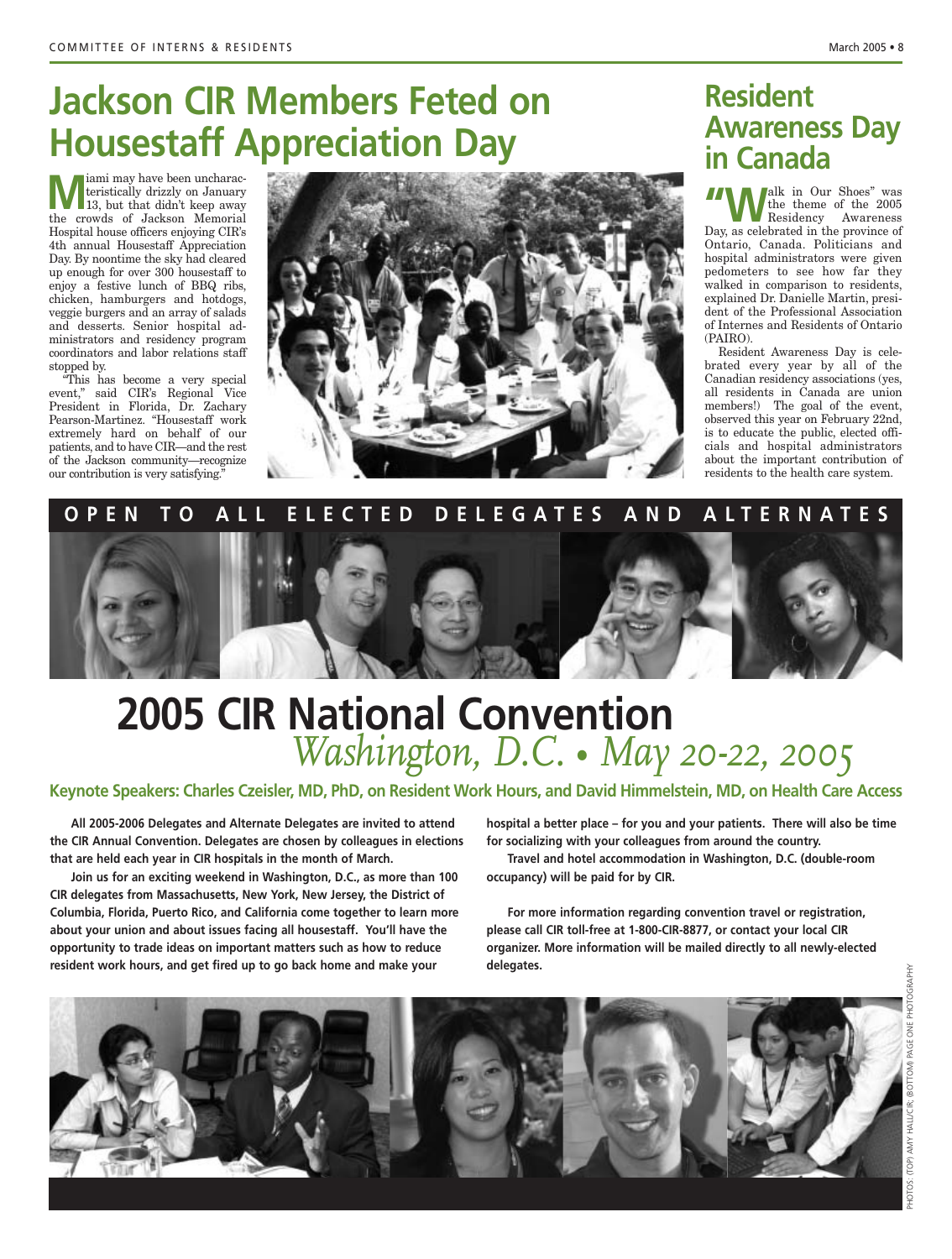# Jackson CIR Members Feted on Housestaff Appreciation Day

Miami may have been uncharacteristically drizzly on January 13, but that didn't keep away the crowds of Jackson Memorial Hospital house officers enjoying CIR's 4th annual Housestaff Appreciation Day. By noontime the sky had cleared up enough for over 300 housestaff to enjoy a festive lunch of BBQ ribs, chicken, hamburgers and hotdogs, veggie burgers and an array of salads and desserts. Senior hospital administrators and residency program coordinators and labor relations staff stopped by.

"This has become a very special event," said CIR's Regional Vice President in Florida, Dr. Zachary Pearson-Martinez. "Housestaff work extremely hard on behalf of our patients, and to have CIR—and the rest of the Jackson community—recognize our contribution is very satisfying."

# Resident Awareness Day in Canada

"Walk in Our Shoes" was the theme of the 2005 Residency Awareness Day, as celebrated in the province of Ontario, Canada. Politicians and hospital administrators were given pedometers to see how far they walked in comparison to residents, explained Dr. Danielle Martin, president of the Professional Association of Internes and Residents of Ontario (PAIRO).

Resident Awareness Day is celebrated every year by all of the Canadian residency associations (yes, all residents in Canada are union members!) The goal of the event, observed this year on February 22nd, is to educate the public, elected officials and hospital administrators about the important contribution of residents to the health care system.

**OPEN TO ALL ELECTED DELEGATES AND ALTERNATES**

# 2005 CIR National Convention

## *Washington, D.C. • May 20-22, 2005*

**Keynote Speakers: Charles Czeisler, MD, PhD, on Resident Work Hours, and David Himmelstein, MD, on Health Care Access**

**All 2005-2006 Delegates and Alternate Delegates are invited to attend the CIR Annual Convention. Delegates are chosen by colleagues in elections that are held each year in CIR hospitals in the month of March.**

**Join us for an exciting weekend in Washington, D.C., as more than 100 CIR delegates from Massachusetts, New York, New Jersey, the District of Columbia, Florida, Puerto Rico, and California come together to learn more about your union and about issues facing all housestaff. You'll have the opportunity to trade ideas on important matters such as how to reduce resident work hours, and get fired up to go back home and make your hospital a better place – for you and your patients. There will also be time for socializing with your colleagues from around the country.**

**Travel and hotel accommodation in Washington, D.C. (double-room occupancy) will be paid for by CIR.**

**For more information regarding convention travel or registration, please call CIR toll-free at 1-800-CIR-8877, or contact your local CIR organizer. More information will be mailed directly to all newly-elected delegates.**

PHOTOS: (TOP) AMY HALL/CIR; (BOTTOM) PAGE ONE PHOTOGRAPHY